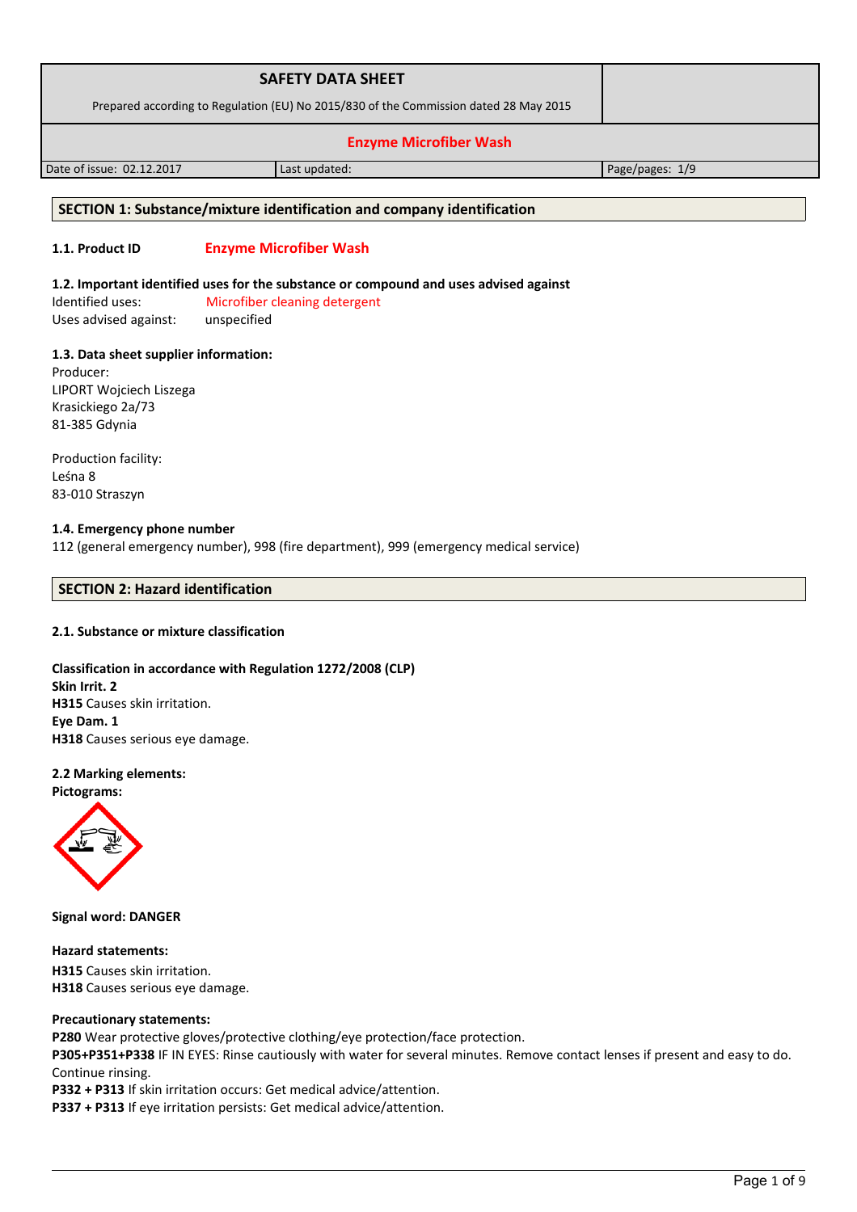| SAFETY DATA SHEET<br>Prepared according to Regulation (EU) No 2015/830 of the Commission dated 28 May 2015 | | |
|---|---|---|
| **Enzyme Microfiber Wash** | | |
| Date of issue: 02.12.2017 | Last updated: | Page/pages: 1/9 |

## SECTION 1: Substance/mixture identification and company identification

**1.1. Product ID** Enzyme Microfiber Wash

**1.2. Important identified uses for the substance or compound and uses advised against**

Identified uses: Microfiber cleaning detergent

Uses advised against: unspecified

**1.3. Data sheet supplier information:**

Producer:
LIPORT Wojciech Liszega
Krasickiego 2a/73
81-385 Gdynia

Production facility:
Leśna 8
83-010 Straszyn

**1.4. Emergency phone number**

112 (general emergency number), 998 (fire department), 999 (emergency medical service)

## SECTION 2: Hazard identification

**2.1. Substance or mixture classification**

**Classification in accordance with Regulation 1272/2008 (CLP)**
**Skin Irrit. 2**
**H315** Causes skin irritation.
**Eye Dam. 1**
**H318** Causes serious eye damage.

**2.2 Marking elements:**
**Pictograms:**

**Signal word: DANGER**

**Hazard statements:**
**H315** Causes skin irritation.
**H318** Causes serious eye damage.

**Precautionary statements:**
**P280** Wear protective gloves/protective clothing/eye protection/face protection.
**P305+P351+P338** IF IN EYES: Rinse cautiously with water for several minutes. Remove contact lenses if present and easy to do. Continue rinsing.
**P332 + P313** If skin irritation occurs: Get medical advice/attention.
**P337 + P313** If eye irritation persists: Get medical advice/attention.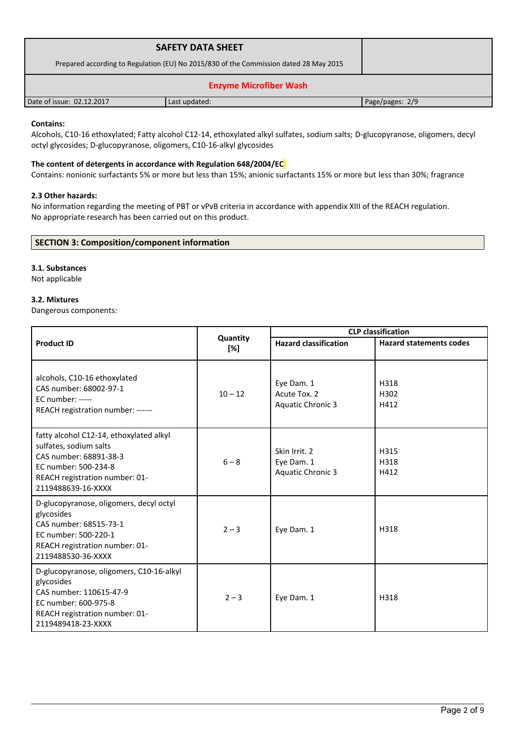**Contains:**
Alcohols, C10-16 ethoxylated; Fatty alcohol C12-14, ethoxylated alkyl sulfates, sodium salts; D-glucopyranose, oligomers, decyl octyl glycosides; D-glucopyranose, oligomers, C10-16-alkyl glycosides

**The content of detergents in accordance with Regulation 648/2004/EC**
Contains: nonionic surfactants 5% or more but less than 15%; anionic surfactants 15% or more but less than 30%; fragrance

**2.3 Other hazards:**
No information regarding the meeting of PBT or vPvB criteria in accordance with appendix XIII of the REACH regulation.
No appropriate research has been carried out on this product.

## SECTION 3: Composition/component information

**3.1. Substances**
Not applicable

**3.2. Mixtures**
Dangerous components:

| Product ID | Quantity [%] | CLP classification | |
|---|---|---|---|
| | | **Hazard classification** | **Hazard statements codes** |
| alcohols, C10-16 ethoxylated<br>CAS number: 68002-97-1<br>EC number: -----<br>REACH registration number: ------ | 10 – 12 | Eye Dam. 1<br>Acute Tox. 2<br>Aquatic Chronic 3 | H318<br>H302<br>H412 |
| fatty alcohol C12-14, ethoxylated alkyl sulfates, sodium salts<br>CAS number: 68891-38-3<br>EC number: 500-234-8<br>REACH registration number: 01-2119488639-16-XXXX | 6 – 8 | Skin Irrit. 2<br>Eye Dam. 1<br>Aquatic Chronic 3 | H315<br>H318<br>H412 |
| D-glucopyranose, oligomers, decyl octyl glycosides<br>CAS number: 68515-73-1<br>EC number: 500-220-1<br>REACH registration number: 01-2119488530-36-XXXX | 2 – 3 | Eye Dam. 1 | H318 |
| D-glucopyranose, oligomers, C10-16-alkyl glycosides<br>CAS number: 110615-47-9<br>EC number: 600-975-8<br>REACH registration number: 01-2119489418-23-XXXX | 2 – 3 | Eye Dam. 1 | H318 |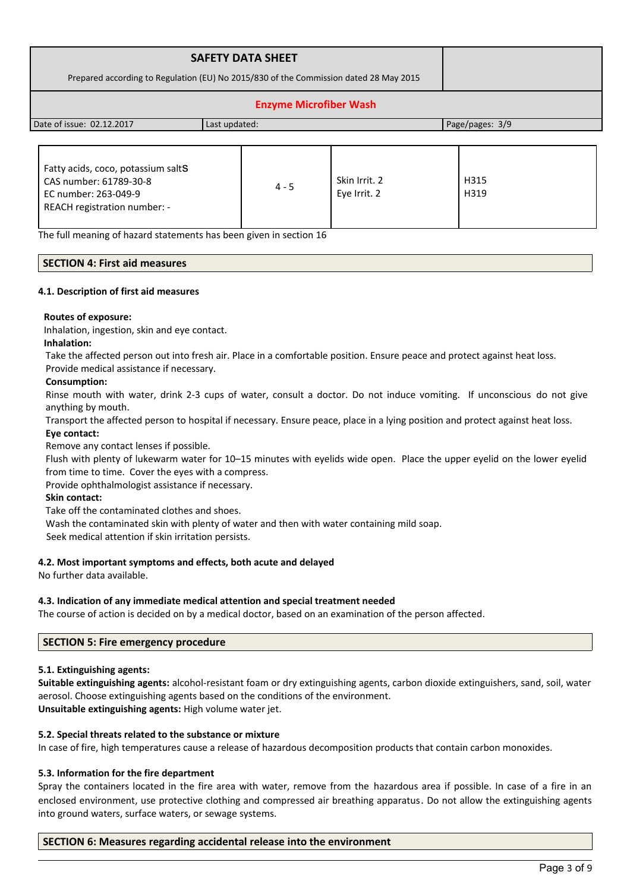| | | | |
|---|---|---|---|
| Fatty acids, coco, potassium saltS<br>CAS number: 61789-30-8<br>EC number: 263-049-9<br>REACH registration number: - | 4 - 5 | Skin Irrit. 2<br>Eye Irrit. 2 | H315<br>H319 |

The full meaning of hazard statements has been given in section 16

## SECTION 4: First aid measures

### 4.1. Description of first aid measures

**Routes of exposure:**

Inhalation, ingestion, skin and eye contact.

**Inhalation:**

Take the affected person out into fresh air. Place in a comfortable position. Ensure peace and protect against heat loss.
Provide medical assistance if necessary.

**Consumption:**

Rinse mouth with water, drink 2-3 cups of water, consult a doctor. Do not induce vomiting. If unconscious do not give anything by mouth.
Transport the affected person to hospital if necessary. Ensure peace, place in a lying position and protect against heat loss.

**Eye contact:**

Remove any contact lenses if possible.
Flush with plenty of lukewarm water for 10–15 minutes with eyelids wide open. Place the upper eyelid on the lower eyelid from time to time. Cover the eyes with a compress.
Provide ophthalmologist assistance if necessary.

**Skin contact:**

Take off the contaminated clothes and shoes.
Wash the contaminated skin with plenty of water and then with water containing mild soap.
Seek medical attention if skin irritation persists.

### 4.2. Most important symptoms and effects, both acute and delayed

No further data available.

### 4.3. Indication of any immediate medical attention and special treatment needed

The course of action is decided on by a medical doctor, based on an examination of the person affected.

## SECTION 5: Fire emergency procedure

### 5.1. Extinguishing agents:

**Suitable extinguishing agents:** alcohol-resistant foam or dry extinguishing agents, carbon dioxide extinguishers, sand, soil, water aerosol. Choose extinguishing agents based on the conditions of the environment.
**Unsuitable extinguishing agents:** High volume water jet.

### 5.2. Special threats related to the substance or mixture

In case of fire, high temperatures cause a release of hazardous decomposition products that contain carbon monoxides.

### 5.3. Information for the fire department

Spray the containers located in the fire area with water, remove from the hazardous area if possible. In case of a fire in an enclosed environment, use protective clothing and compressed air breathing apparatus. Do not allow the extinguishing agents into ground waters, surface waters, or sewage systems.

## SECTION 6: Measures regarding accidental release into the environment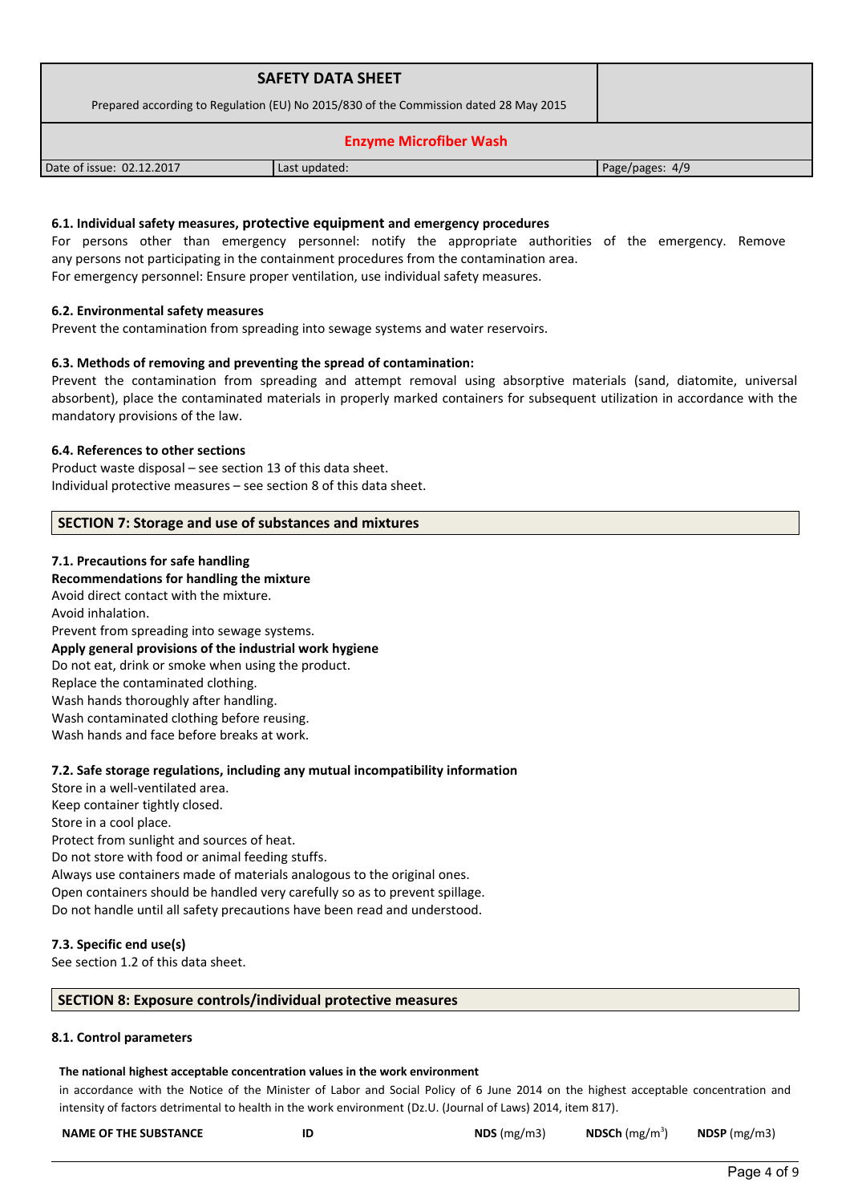### 6.1. Individual safety measures, protective equipment and emergency procedures

For persons other than emergency personnel: notify the appropriate authorities of the emergency. Remove any persons not participating in the containment procedures from the contamination area.
For emergency personnel: Ensure proper ventilation, use individual safety measures.

### 6.2. Environmental safety measures

Prevent the contamination from spreading into sewage systems and water reservoirs.

### 6.3. Methods of removing and preventing the spread of contamination:

Prevent the contamination from spreading and attempt removal using absorptive materials (sand, diatomite, universal absorbent), place the contaminated materials in properly marked containers for subsequent utilization in accordance with the mandatory provisions of the law.

### 6.4. References to other sections

Product waste disposal – see section 13 of this data sheet.
Individual protective measures – see section 8 of this data sheet.

## SECTION 7: Storage and use of substances and mixtures

### 7.1. Precautions for safe handling

**Recommendations for handling the mixture**

Avoid direct contact with the mixture.
Avoid inhalation.
Prevent from spreading into sewage systems.

**Apply general provisions of the industrial work hygiene**

Do not eat, drink or smoke when using the product.
Replace the contaminated clothing.
Wash hands thoroughly after handling.
Wash contaminated clothing before reusing.
Wash hands and face before breaks at work.

### 7.2. Safe storage regulations, including any mutual incompatibility information

Store in a well-ventilated area.
Keep container tightly closed.
Store in a cool place.
Protect from sunlight and sources of heat.
Do not store with food or animal feeding stuffs.
Always use containers made of materials analogous to the original ones.
Open containers should be handled very carefully so as to prevent spillage.
Do not handle until all safety precautions have been read and understood.

### 7.3. Specific end use(s)

See section 1.2 of this data sheet.

## SECTION 8: Exposure controls/individual protective measures

### 8.1. Control parameters

**The national highest acceptable concentration values in the work environment**

in accordance with the Notice of the Minister of Labor and Social Policy of 6 June 2014 on the highest acceptable concentration and intensity of factors detrimental to health in the work environment (Dz.U. (Journal of Laws) 2014, item 817).

| NAME OF THE SUBSTANCE | ID | NDS (mg/m3) | NDSCh (mg/m$^3$) | NDSP (mg/m3) |
|---|---|---|---|---|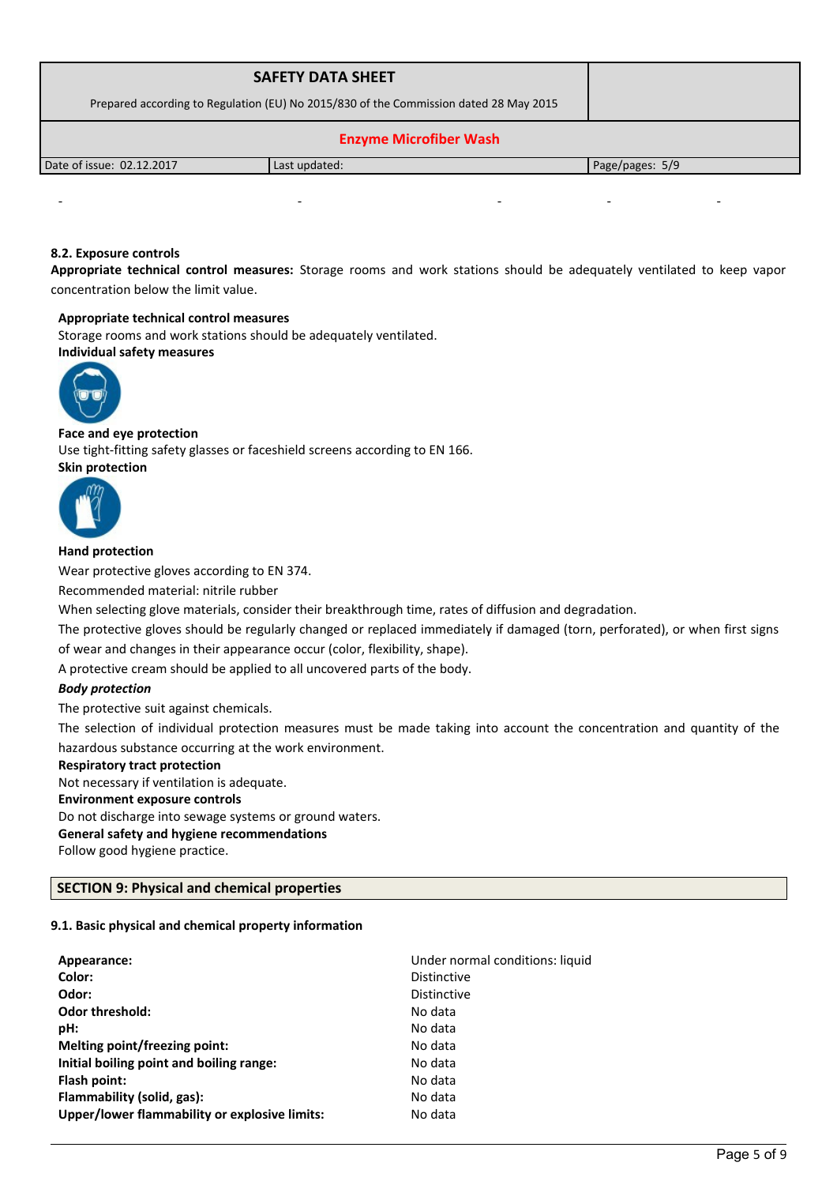\- - - - -

### 8.2. Exposure controls

**Appropriate technical control measures:** Storage rooms and work stations should be adequately ventilated to keep vapor concentration below the limit value.

**Appropriate technical control measures**

Storage rooms and work stations should be adequately ventilated.

**Individual safety measures**

**Face and eye protection**

Use tight-fitting safety glasses or faceshield screens according to EN 166.

**Skin protection**

**Hand protection**

Wear protective gloves according to EN 374.

Recommended material: nitrile rubber

When selecting glove materials, consider their breakthrough time, rates of diffusion and degradation.

The protective gloves should be regularly changed or replaced immediately if damaged (torn, perforated), or when first signs of wear and changes in their appearance occur (color, flexibility, shape).

A protective cream should be applied to all uncovered parts of the body.

***Body protection***

The protective suit against chemicals.

The selection of individual protection measures must be made taking into account the concentration and quantity of the hazardous substance occurring at the work environment.

**Respiratory tract protection**

Not necessary if ventilation is adequate.

**Environment exposure controls**

Do not discharge into sewage systems or ground waters.

**General safety and hygiene recommendations**

Follow good hygiene practice.

## SECTION 9: Physical and chemical properties

### 9.1. Basic physical and chemical property information

| | |
|---|---|
| **Appearance:** | Under normal conditions: liquid |
| **Color:** | Distinctive |
| **Odor:** | Distinctive |
| **Odor threshold:** | No data |
| **pH:** | No data |
| **Melting point/freezing point:** | No data |
| **Initial boiling point and boiling range:** | No data |
| **Flash point:** | No data |
| **Flammability (solid, gas):** | No data |
| **Upper/lower flammability or explosive limits:** | No data |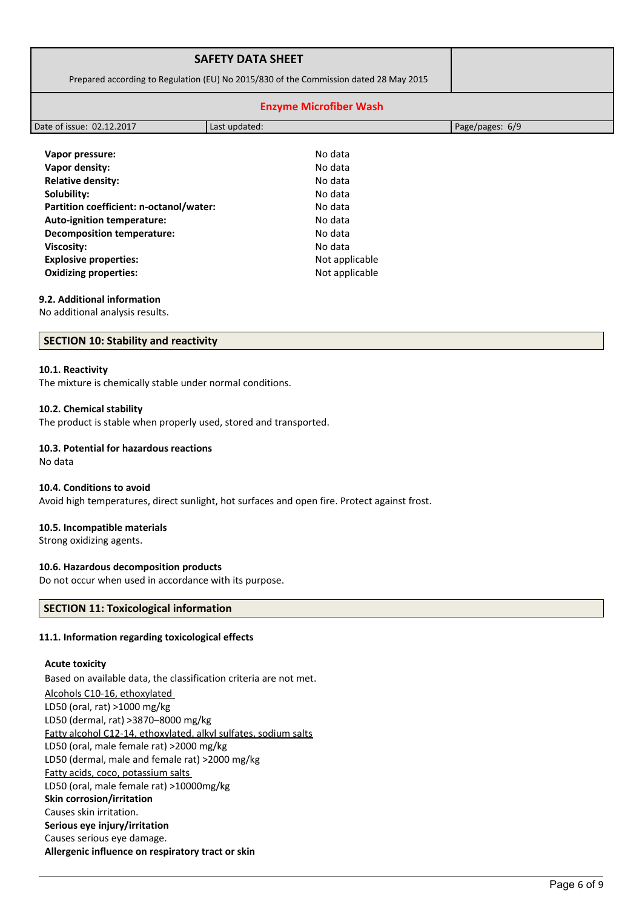| | |
|---|---|
| **Vapor pressure:** | No data |
| **Vapor density:** | No data |
| **Relative density:** | No data |
| **Solubility:** | No data |
| **Partition coefficient: n-octanol/water:** | No data |
| **Auto-ignition temperature:** | No data |
| **Decomposition temperature:** | No data |
| **Viscosity:** | No data |
| **Explosive properties:** | Not applicable |
| **Oxidizing properties:** | Not applicable |

### 9.2. Additional information

No additional analysis results.

## SECTION 10: Stability and reactivity

### 10.1. Reactivity

The mixture is chemically stable under normal conditions.

### 10.2. Chemical stability

The product is stable when properly used, stored and transported.

### 10.3. Potential for hazardous reactions

No data

### 10.4. Conditions to avoid

Avoid high temperatures, direct sunlight, hot surfaces and open fire. Protect against frost.

### 10.5. Incompatible materials

Strong oxidizing agents.

### 10.6. Hazardous decomposition products

Do not occur when used in accordance with its purpose.

## SECTION 11: Toxicological information

### 11.1. Information regarding toxicological effects

**Acute toxicity**

Based on available data, the classification criteria are not met.

Alcohols C10-16, ethoxylated

LD50 (oral, rat) >1000 mg/kg

LD50 (dermal, rat) >3870–8000 mg/kg

Fatty alcohol C12-14, ethoxylated, alkyl sulfates, sodium salts

LD50 (oral, male female rat) >2000 mg/kg

LD50 (dermal, male and female rat) >2000 mg/kg

Fatty acids, coco, potassium salts

LD50 (oral, male female rat) >10000mg/kg

**Skin corrosion/irritation**

Causes skin irritation.

**Serious eye injury/irritation**

Causes serious eye damage.

**Allergenic influence on respiratory tract or skin**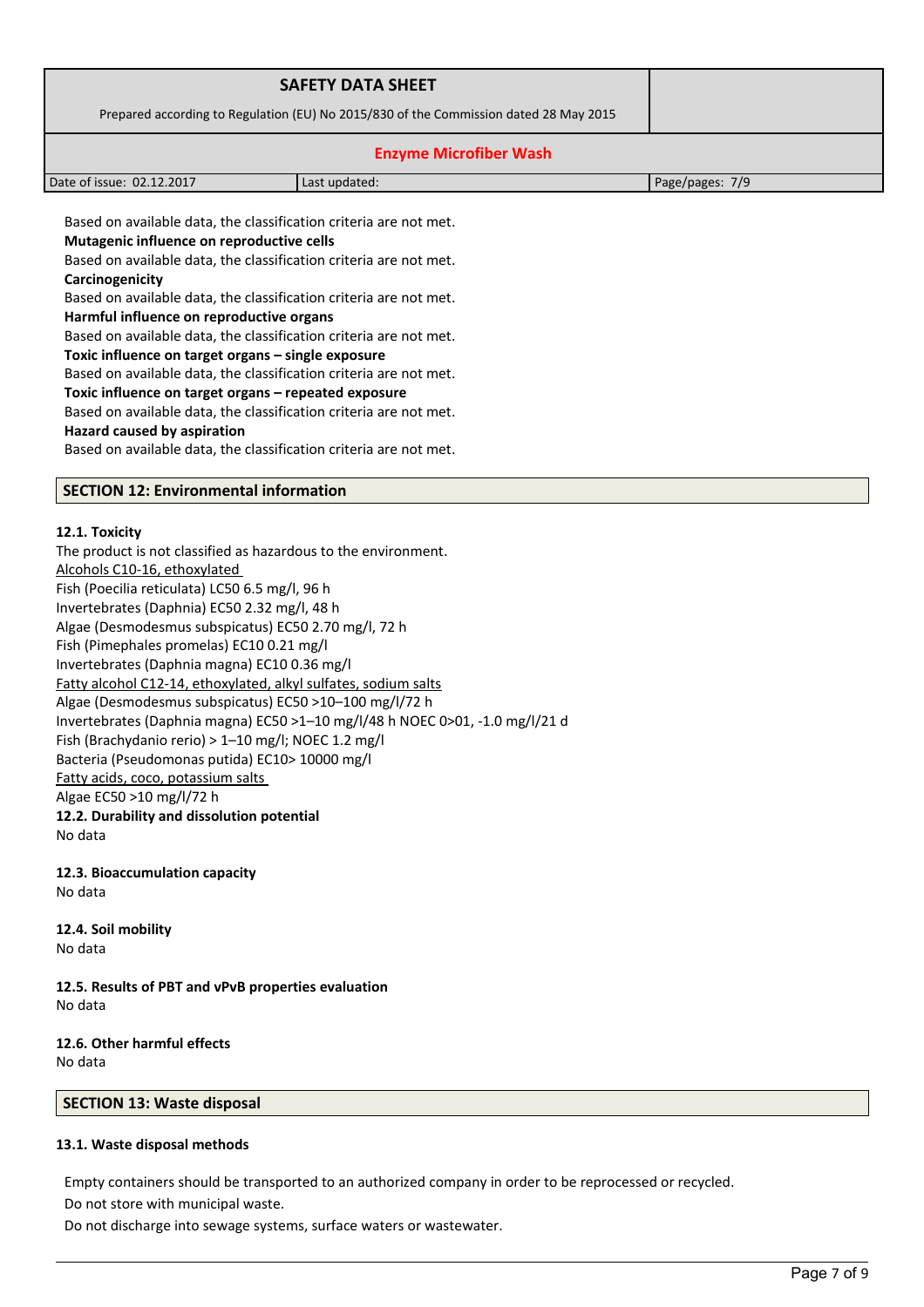Based on available data, the classification criteria are not met.

**Mutagenic influence on reproductive cells**

Based on available data, the classification criteria are not met.

**Carcinogenicity**

Based on available data, the classification criteria are not met.

**Harmful influence on reproductive organs**

Based on available data, the classification criteria are not met.

**Toxic influence on target organs – single exposure**

Based on available data, the classification criteria are not met.

**Toxic influence on target organs – repeated exposure**

Based on available data, the classification criteria are not met.

**Hazard caused by aspiration**

Based on available data, the classification criteria are not met.

## SECTION 12: Environmental information

### 12.1. Toxicity

The product is not classified as hazardous to the environment.

Alcohols C10-16, ethoxylated

Fish (Poecilia reticulata) LC50 6.5 mg/l, 96 h
Invertebrates (Daphnia) EC50 2.32 mg/l, 48 h
Algae (Desmodesmus subspicatus) EC50 2.70 mg/l, 72 h
Fish (Pimephales promelas) EC10 0.21 mg/l
Invertebrates (Daphnia magna) EC10 0.36 mg/l

Fatty alcohol C12-14, ethoxylated, alkyl sulfates, sodium salts

Algae (Desmodesmus subspicatus) EC50 >10–100 mg/l/72 h
Invertebrates (Daphnia magna) EC50 >1–10 mg/l/48 h NOEC 0>01, -1.0 mg/l/21 d
Fish (Brachydanio rerio) > 1–10 mg/l; NOEC 1.2 mg/l
Bacteria (Pseudomonas putida) EC10> 10000 mg/l

Fatty acids, coco, potassium salts

Algae EC50 >10 mg/l/72 h

### 12.2. Durability and dissolution potential

No data

### 12.3. Bioaccumulation capacity

No data

### 12.4. Soil mobility

No data

### 12.5. Results of PBT and vPvB properties evaluation

No data

### 12.6. Other harmful effects

No data

## SECTION 13: Waste disposal

### 13.1. Waste disposal methods

Empty containers should be transported to an authorized company in order to be reprocessed or recycled.

Do not store with municipal waste.

Do not discharge into sewage systems, surface waters or wastewater.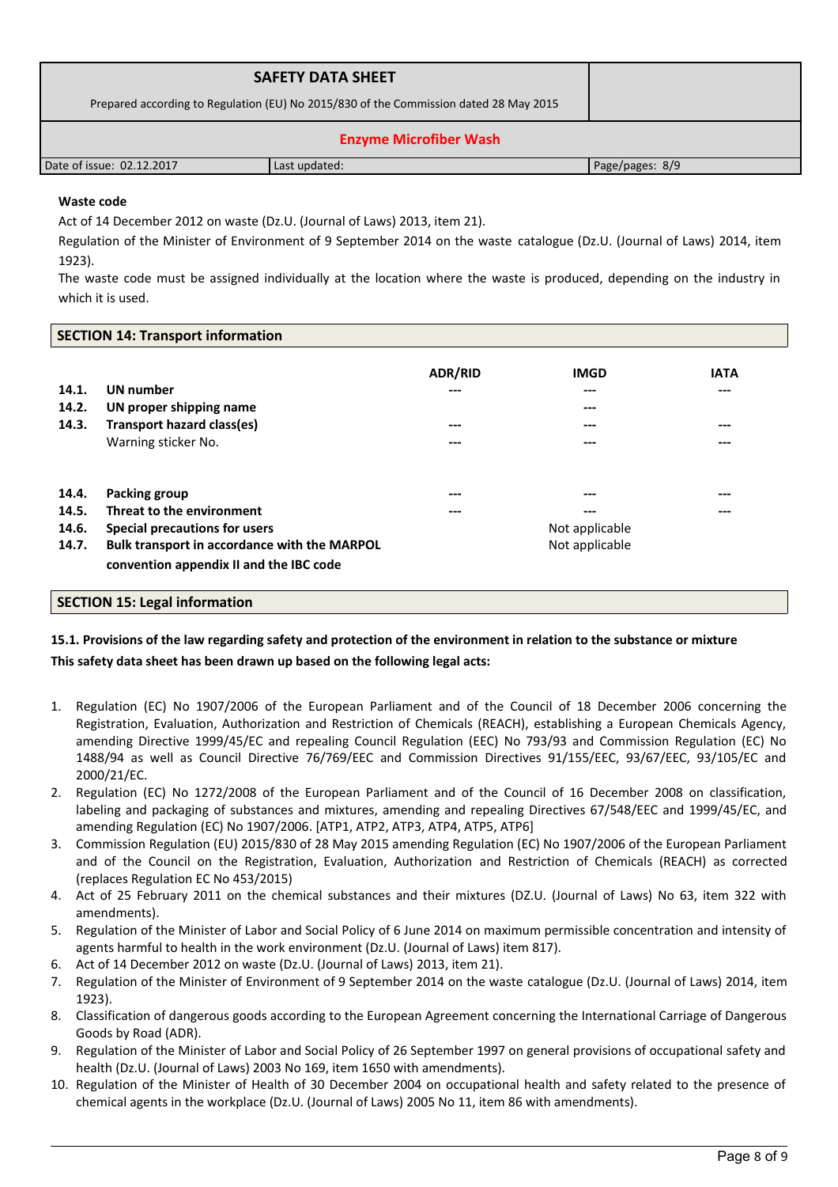**Waste code**

Act of 14 December 2012 on waste (Dz.U. (Journal of Laws) 2013, item 21).

Regulation of the Minister of Environment of 9 September 2014 on the waste catalogue (Dz.U. (Journal of Laws) 2014, item 1923).

The waste code must be assigned individually at the location where the waste is produced, depending on the industry in which it is used.

## SECTION 14: Transport information

| | | ADR/RID | IMGD | IATA |
|---|---|---|---|---|
| 14.1. | **UN number** | --- | --- | --- |
| 14.2. | **UN proper shipping name** | | --- | |
| 14.3. | **Transport hazard class(es)** | --- | --- | --- |
| | Warning sticker No. | --- | --- | --- |
| 14.4. | **Packing group** | --- | --- | --- |
| 14.5. | **Threat to the environment** | --- | --- | --- |
| 14.6. | **Special precautions for users** | | Not applicable | |
| 14.7. | **Bulk transport in accordance with the MARPOL convention appendix II and the IBC code** | | Not applicable | |

## SECTION 15: Legal information

**15.1. Provisions of the law regarding safety and protection of the environment in relation to the substance or mixture**

**This safety data sheet has been drawn up based on the following legal acts:**

1. Regulation (EC) No 1907/2006 of the European Parliament and of the Council of 18 December 2006 concerning the Registration, Evaluation, Authorization and Restriction of Chemicals (REACH), establishing a European Chemicals Agency, amending Directive 1999/45/EC and repealing Council Regulation (EEC) No 793/93 and Commission Regulation (EC) No 1488/94 as well as Council Directive 76/769/EEC and Commission Directives 91/155/EEC, 93/67/EEC, 93/105/EC and 2000/21/EC.
2. Regulation (EC) No 1272/2008 of the European Parliament and of the Council of 16 December 2008 on classification, labeling and packaging of substances and mixtures, amending and repealing Directives 67/548/EEC and 1999/45/EC, and amending Regulation (EC) No 1907/2006. [ATP1, ATP2, ATP3, ATP4, ATP5, ATP6]
3. Commission Regulation (EU) 2015/830 of 28 May 2015 amending Regulation (EC) No 1907/2006 of the European Parliament and of the Council on the Registration, Evaluation, Authorization and Restriction of Chemicals (REACH) as corrected (replaces Regulation EC No 453/2015)
4. Act of 25 February 2011 on the chemical substances and their mixtures (DZ.U. (Journal of Laws) No 63, item 322 with amendments).
5. Regulation of the Minister of Labor and Social Policy of 6 June 2014 on maximum permissible concentration and intensity of agents harmful to health in the work environment (Dz.U. (Journal of Laws) item 817).
6. Act of 14 December 2012 on waste (Dz.U. (Journal of Laws) 2013, item 21).
7. Regulation of the Minister of Environment of 9 September 2014 on the waste catalogue (Dz.U. (Journal of Laws) 2014, item 1923).
8. Classification of dangerous goods according to the European Agreement concerning the International Carriage of Dangerous Goods by Road (ADR).
9. Regulation of the Minister of Labor and Social Policy of 26 September 1997 on general provisions of occupational safety and health (Dz.U. (Journal of Laws) 2003 No 169, item 1650 with amendments).
10. Regulation of the Minister of Health of 30 December 2004 on occupational health and safety related to the presence of chemical agents in the workplace (Dz.U. (Journal of Laws) 2005 No 11, item 86 with amendments).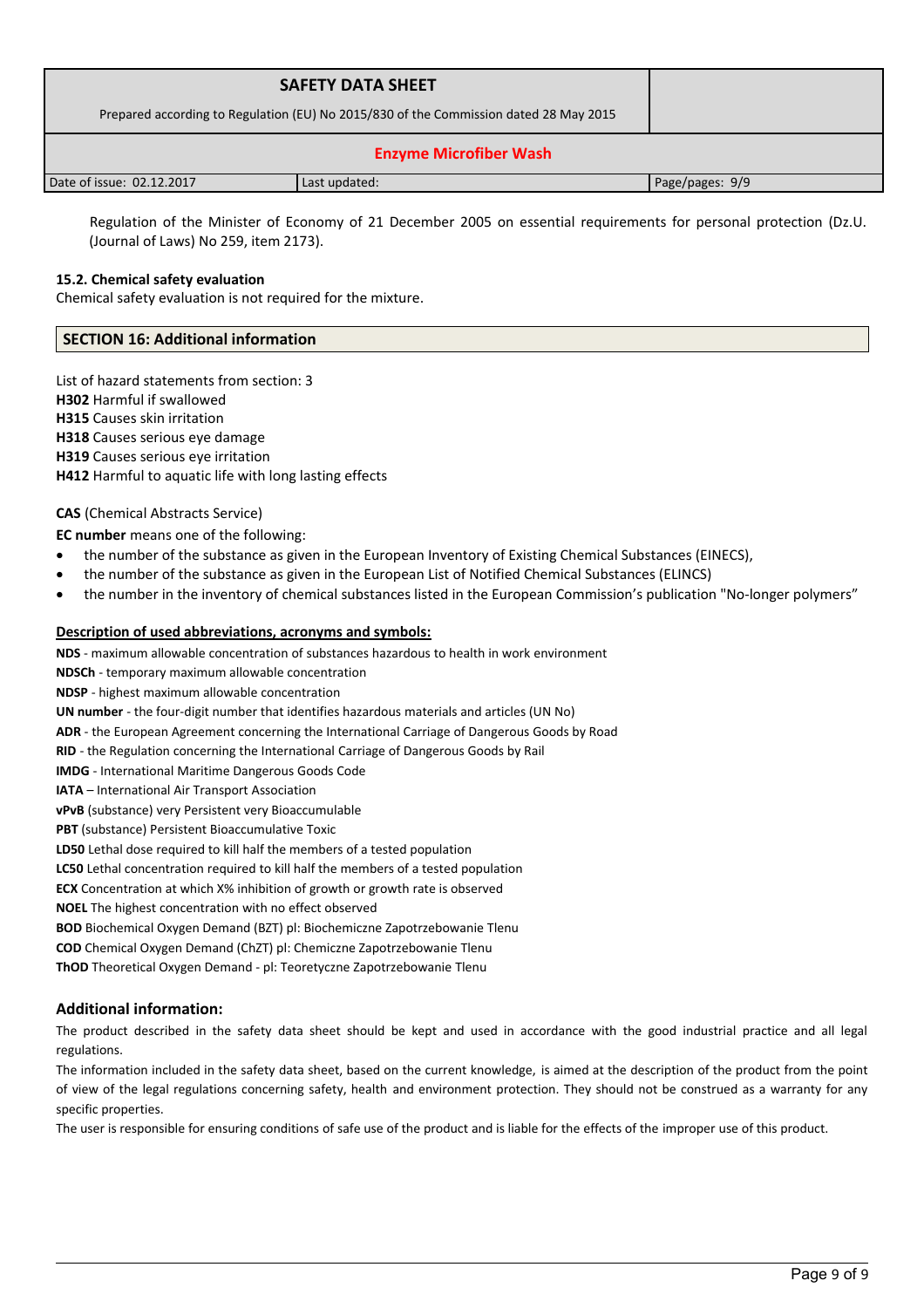Regulation of the Minister of Economy of 21 December 2005 on essential requirements for personal protection (Dz.U. (Journal of Laws) No 259, item 2173).

### 15.2. Chemical safety evaluation

Chemical safety evaluation is not required for the mixture.

## SECTION 16: Additional information

List of hazard statements from section: 3

**H302** Harmful if swallowed
**H315** Causes skin irritation
**H318** Causes serious eye damage
**H319** Causes serious eye irritation
**H412** Harmful to aquatic life with long lasting effects

**CAS** (Chemical Abstracts Service)

**EC number** means one of the following:

- the number of the substance as given in the European Inventory of Existing Chemical Substances (EINECS),
- the number of the substance as given in the European List of Notified Chemical Substances (ELINCS)
- the number in the inventory of chemical substances listed in the European Commission's publication "No-longer polymers"

**Description of used abbreviations, acronyms and symbols:**

**NDS** - maximum allowable concentration of substances hazardous to health in work environment
**NDSCh** - temporary maximum allowable concentration
**NDSP** - highest maximum allowable concentration
**UN number** - the four-digit number that identifies hazardous materials and articles (UN No)
**ADR** - the European Agreement concerning the International Carriage of Dangerous Goods by Road
**RID** - the Regulation concerning the International Carriage of Dangerous Goods by Rail
**IMDG** - International Maritime Dangerous Goods Code
**IATA** – International Air Transport Association
**vPvB** (substance) very Persistent very Bioaccumulable
**PBT** (substance) Persistent Bioaccumulative Toxic
**LD50** Lethal dose required to kill half the members of a tested population
**LC50** Lethal concentration required to kill half the members of a tested population
**ECX** Concentration at which X% inhibition of growth or growth rate is observed
**NOEL** The highest concentration with no effect observed
**BOD** Biochemical Oxygen Demand (BZT) pl: Biochemiczne Zapotrzebowanie Tlenu
**COD** Chemical Oxygen Demand (ChZT) pl: Chemiczne Zapotrzebowanie Tlenu
**ThOD** Theoretical Oxygen Demand - pl: Teoretyczne Zapotrzebowanie Tlenu

### Additional information:

The product described in the safety data sheet should be kept and used in accordance with the good industrial practice and all legal regulations.

The information included in the safety data sheet, based on the current knowledge, is aimed at the description of the product from the point of view of the legal regulations concerning safety, health and environment protection. They should not be construed as a warranty for any specific properties.

The user is responsible for ensuring conditions of safe use of the product and is liable for the effects of the improper use of this product.